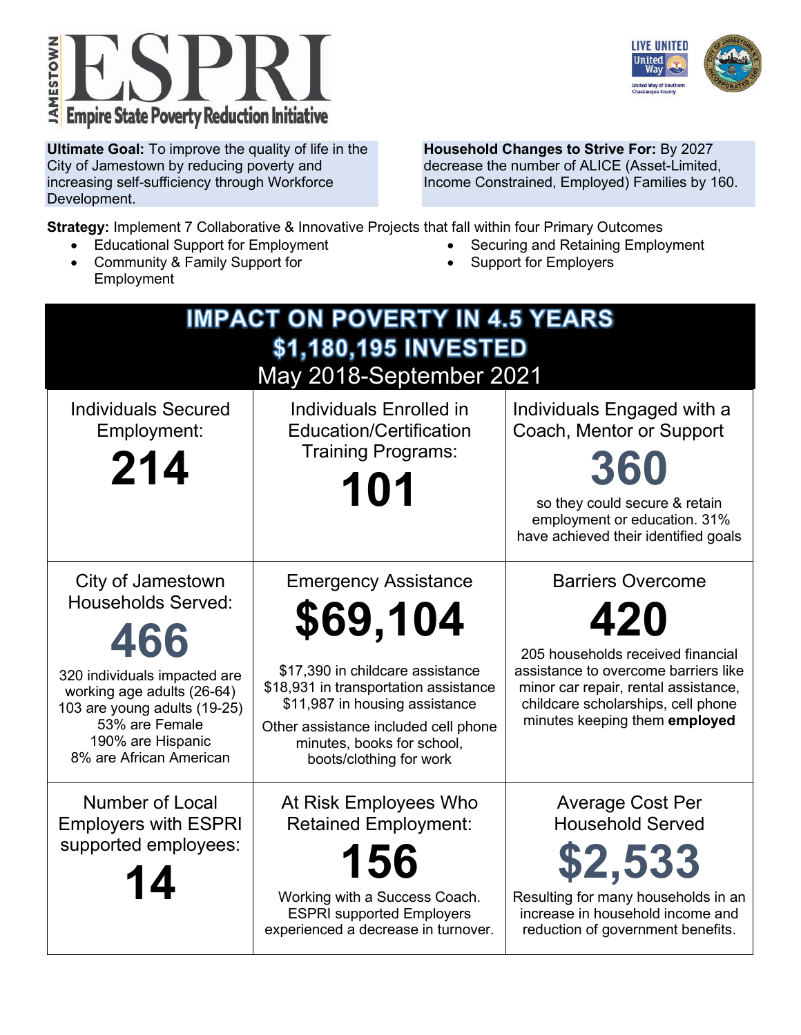# JAMESTOWN ESPRI

## Empire State Poverty Reduction Initiative

LIVE UNITED United Way — United Way of Southern Chautauqua County

**Ultimate Goal:** To improve the quality of life in the City of Jamestown by reducing poverty and increasing self-sufficiency through Workforce Development.

**Household Changes to Strive For:** By 2027 decrease the number of ALICE (Asset-Limited, Income Constrained, Employed) Families by 160.

**Strategy:** Implement 7 Collaborative & Innovative Projects that fall within four Primary Outcomes

- Educational Support for Employment
- Community & Family Support for Employment
- Securing and Retaining Employment
- Support for Employers

## IMPACT ON POVERTY IN 4.5 YEARS
## $1,180,195 INVESTED
May 2018-September 2021

| | | |
|---|---|---|
| Individuals Secured Employment: **214** | Individuals Enrolled in Education/Certification Training Programs: **101** | Individuals Engaged with a Coach, Mentor or Support **360** so they could secure & retain employment or education. 31% have achieved their identified goals |
| City of Jamestown Households Served: **466** 320 individuals impacted are working age adults (26-64) 103 are young adults (19-25) 53% are Female 190% are Hispanic 8% are African American | Emergency Assistance **$69,104** $17,390 in childcare assistance $18,931 in transportation assistance $11,987 in housing assistance Other assistance included cell phone minutes, books for school, boots/clothing for work | Barriers Overcome **420** 205 households received financial assistance to overcome barriers like minor car repair, rental assistance, childcare scholarships, cell phone minutes keeping them **employed** |
| Number of Local Employers with ESPRI supported employees: **14** | At Risk Employees Who Retained Employment: **156** Working with a Success Coach. ESPRI supported Employers experienced a decrease in turnover. | Average Cost Per Household Served **$2,533** Resulting for many households in an increase in household income and reduction of government benefits. |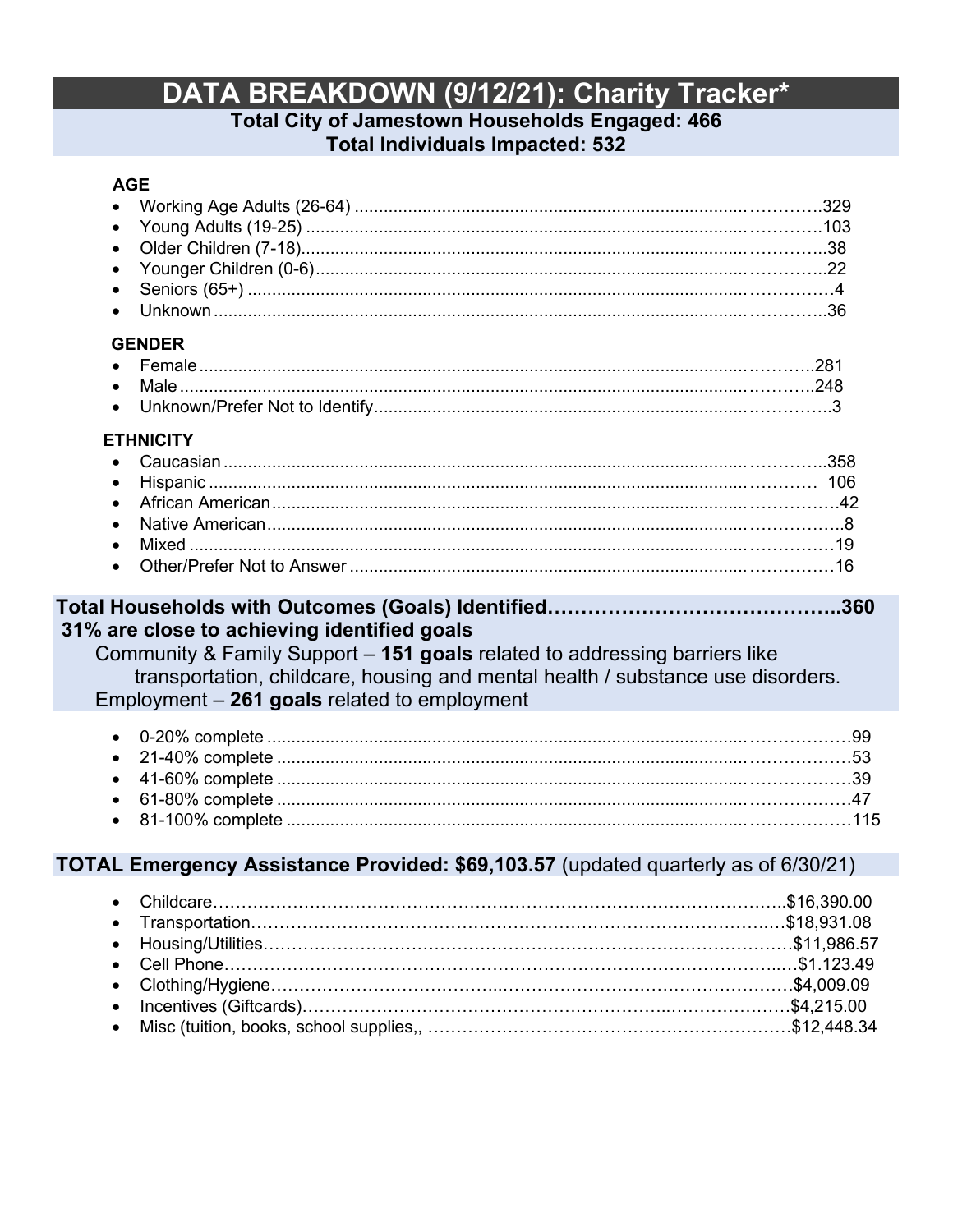# DATA BREAKDOWN (9/12/21): Charity Tracker*

**Total City of Jamestown Households Engaged: 466**
**Total Individuals Impacted: 532**

### AGE

- Working Age Adults (26-64) ........................................329
- Young Adults (19-25) ........................................103
- Older Children (7-18)........................................38
- Younger Children (0-6)........................................22
- Seniors (65+) ........................................4
- Unknown ........................................36

### GENDER

- Female ........................................281
- Male ........................................248
- Unknown/Prefer Not to Identify........................................3

### ETHNICITY

- Caucasian ........................................358
- Hispanic ........................................ 106
- African American........................................42
- Native American........................................8
- Mixed ........................................19
- Other/Prefer Not to Answer ........................................16

**Total Households with Outcomes (Goals) Identified……………………………………..360**

**31% are close to achieving identified goals**

Community & Family Support – **151 goals** related to addressing barriers like transportation, childcare, housing and mental health / substance use disorders.

Employment – **261 goals** related to employment

- 0-20% complete ........................................99
- 21-40% complete ........................................53
- 41-60% complete ........................................39
- 61-80% complete ........................................47
- 81-100% complete ........................................115

**TOTAL Emergency Assistance Provided: $69,103.57** (updated quarterly as of 6/30/21)

- Childcare……………………………………………..$16,390.00
- Transportation……………………………………….$18,931.08
- Housing/Utilities……………………………………….$11,986.57
- Cell Phone……………………………………………$1.123.49
- Clothing/Hygiene……………………………………….$4,009.09
- Incentives (Giftcards)…………………………………….$4,215.00
- Misc (tuition, books, school supplies,, ………………………………….$12,448.34